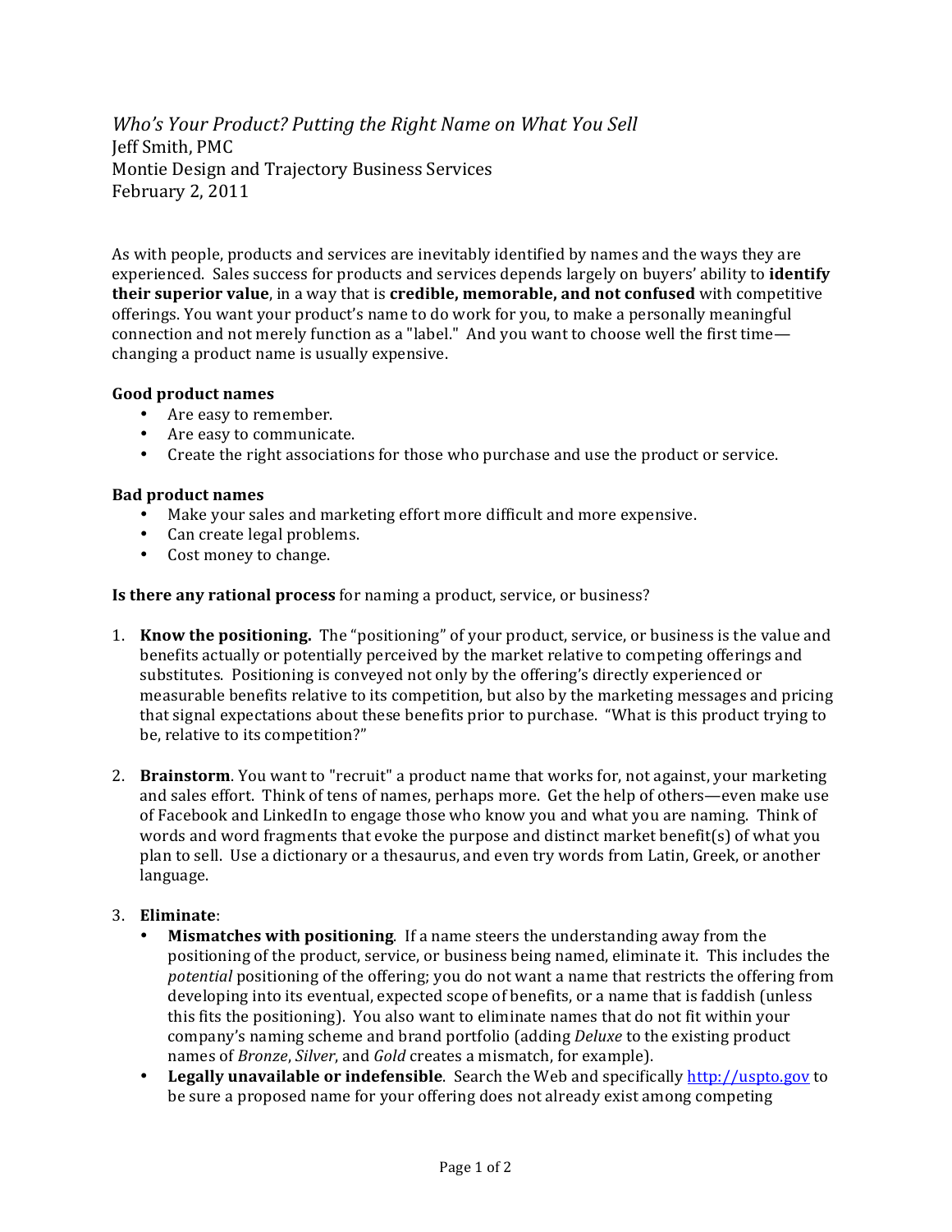*Who's Your Product? Putting the Right Name on What You Sell*
Jeff Smith, PMC
Montie Design and Trajectory Business Services
February 2, 2011

As with people, products and services are inevitably identified by names and the ways they are experienced. Sales success for products and services depends largely on buyers' ability to **identify their superior value**, in a way that is **credible, memorable, and not confused** with competitive offerings. You want your product's name to do work for you, to make a personally meaningful connection and not merely function as a "label." And you want to choose well the first time—changing a product name is usually expensive.

**Good product names**

- Are easy to remember.
- Are easy to communicate.
- Create the right associations for those who purchase and use the product or service.

**Bad product names**

- Make your sales and marketing effort more difficult and more expensive.
- Can create legal problems.
- Cost money to change.

**Is there any rational process** for naming a product, service, or business?

1. **Know the positioning.** The "positioning" of your product, service, or business is the value and benefits actually or potentially perceived by the market relative to competing offerings and substitutes. Positioning is conveyed not only by the offering's directly experienced or measurable benefits relative to its competition, but also by the marketing messages and pricing that signal expectations about these benefits prior to purchase. "What is this product trying to be, relative to its competition?"

2. **Brainstorm**. You want to "recruit" a product name that works for, not against, your marketing and sales effort. Think of tens of names, perhaps more. Get the help of others—even make use of Facebook and LinkedIn to engage those who know you and what you are naming. Think of words and word fragments that evoke the purpose and distinct market benefit(s) of what you plan to sell. Use a dictionary or a thesaurus, and even try words from Latin, Greek, or another language.

3. **Eliminate**:
   - **Mismatches with positioning**. If a name steers the understanding away from the positioning of the product, service, or business being named, eliminate it. This includes the *potential* positioning of the offering; you do not want a name that restricts the offering from developing into its eventual, expected scope of benefits, or a name that is faddish (unless this fits the positioning). You also want to eliminate names that do not fit within your company's naming scheme and brand portfolio (adding *Deluxe* to the existing product names of *Bronze*, *Silver*, and *Gold* creates a mismatch, for example).
   - **Legally unavailable or indefensible**. Search the Web and specifically http://uspto.gov to be sure a proposed name for your offering does not already exist among competing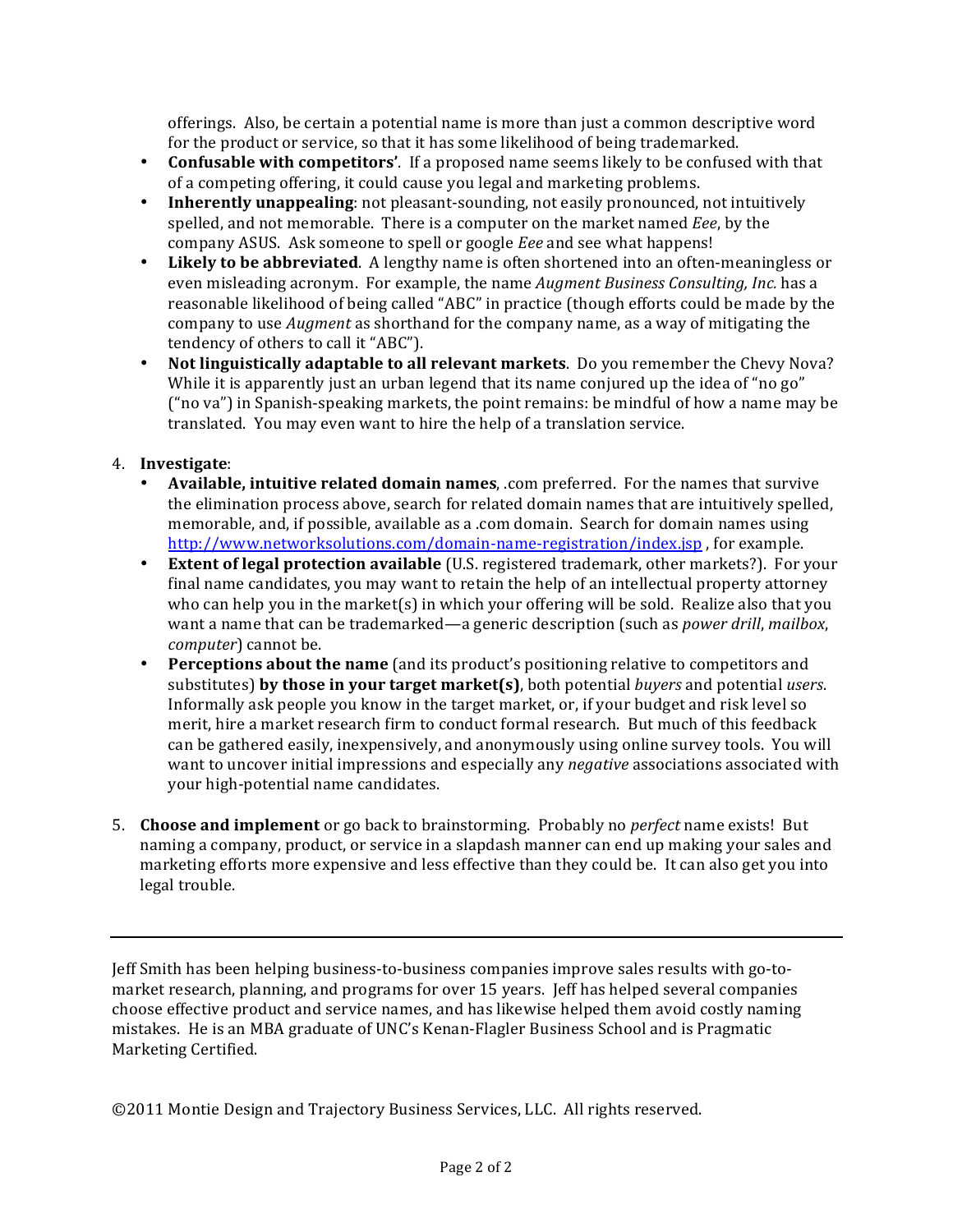offerings. Also, be certain a potential name is more than just a common descriptive word for the product or service, so that it has some likelihood of being trademarked.

- **Confusable with competitors'**. If a proposed name seems likely to be confused with that of a competing offering, it could cause you legal and marketing problems.
- **Inherently unappealing**: not pleasant-sounding, not easily pronounced, not intuitively spelled, and not memorable. There is a computer on the market named *Eee*, by the company ASUS. Ask someone to spell or google *Eee* and see what happens!
- **Likely to be abbreviated**. A lengthy name is often shortened into an often-meaningless or even misleading acronym. For example, the name *Augment Business Consulting, Inc.* has a reasonable likelihood of being called "ABC" in practice (though efforts could be made by the company to use *Augment* as shorthand for the company name, as a way of mitigating the tendency of others to call it "ABC").
- **Not linguistically adaptable to all relevant markets**. Do you remember the Chevy Nova? While it is apparently just an urban legend that its name conjured up the idea of "no go" ("no va") in Spanish-speaking markets, the point remains: be mindful of how a name may be translated. You may even want to hire the help of a translation service.

4. **Investigate**:
   - **Available, intuitive related domain names**, .com preferred. For the names that survive the elimination process above, search for related domain names that are intuitively spelled, memorable, and, if possible, available as a .com domain. Search for domain names using http://www.networksolutions.com/domain-name-registration/index.jsp , for example.
   - **Extent of legal protection available** (U.S. registered trademark, other markets?). For your final name candidates, you may want to retain the help of an intellectual property attorney who can help you in the market(s) in which your offering will be sold. Realize also that you want a name that can be trademarked—a generic description (such as *power drill*, *mailbox*, *computer*) cannot be.
   - **Perceptions about the name** (and its product's positioning relative to competitors and substitutes) **by those in your target market(s)**, both potential *buyers* and potential *users*. Informally ask people you know in the target market, or, if your budget and risk level so merit, hire a market research firm to conduct formal research. But much of this feedback can be gathered easily, inexpensively, and anonymously using online survey tools. You will want to uncover initial impressions and especially any *negative* associations associated with your high-potential name candidates.

5. **Choose and implement** or go back to brainstorming. Probably no *perfect* name exists! But naming a company, product, or service in a slapdash manner can end up making your sales and marketing efforts more expensive and less effective than they could be. It can also get you into legal trouble.

---

Jeff Smith has been helping business-to-business companies improve sales results with go-to-market research, planning, and programs for over 15 years. Jeff has helped several companies choose effective product and service names, and has likewise helped them avoid costly naming mistakes. He is an MBA graduate of UNC's Kenan-Flagler Business School and is Pragmatic Marketing Certified.

©2011 Montie Design and Trajectory Business Services, LLC. All rights reserved.